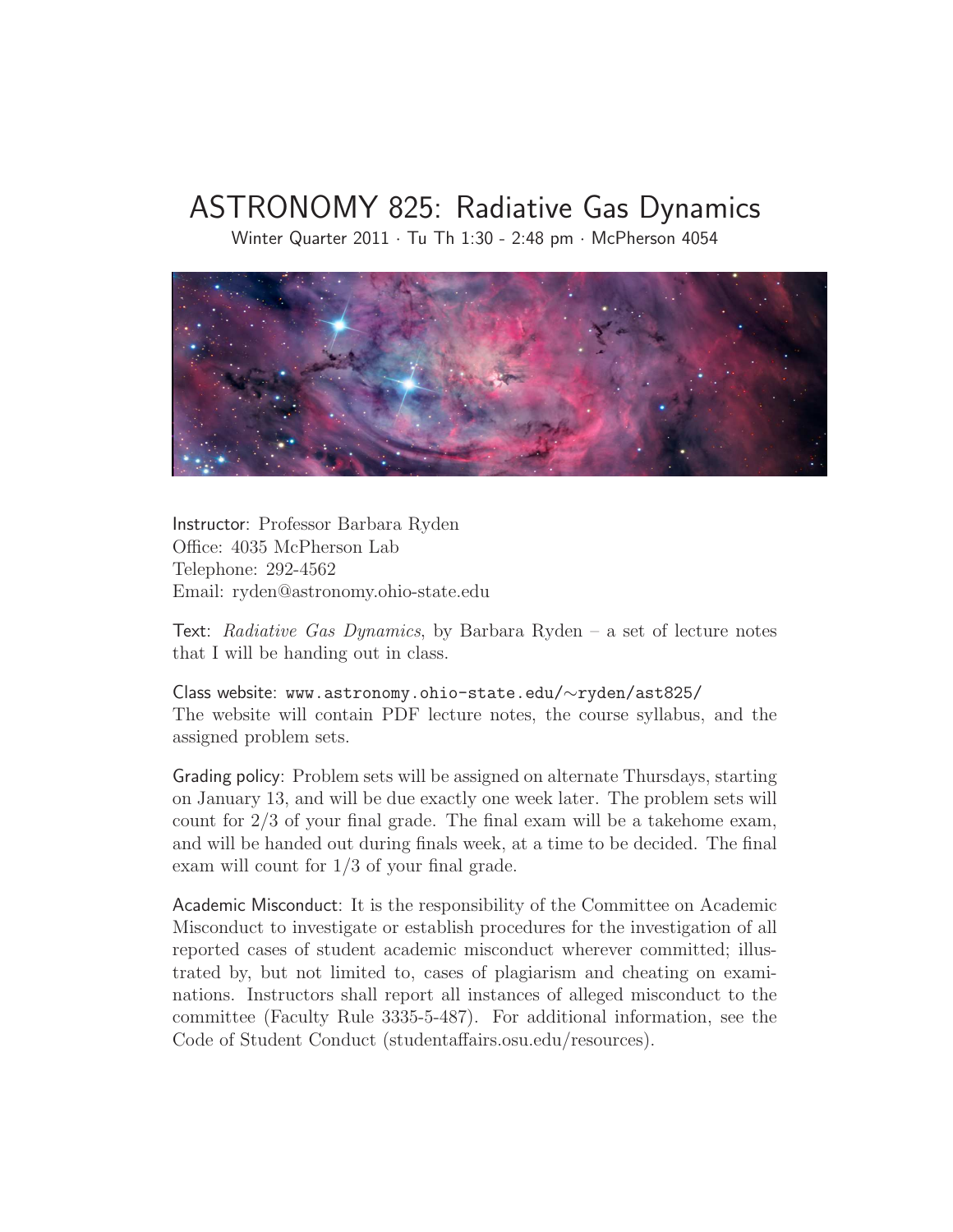# ASTRONOMY 825: Radiative Gas Dynamics

Winter Quarter 2011 · Tu Th 1:30 - 2:48 pm · McPherson 4054

Instructor: Professor Barbara Ryden
Office: 4035 McPherson Lab
Telephone: 292-4562
Email: ryden@astronomy.ohio-state.edu

Text: *Radiative Gas Dynamics*, by Barbara Ryden – a set of lecture notes that I will be handing out in class.

Class website: www.astronomy.ohio-state.edu/∼ryden/ast825/
The website will contain PDF lecture notes, the course syllabus, and the assigned problem sets.

Grading policy: Problem sets will be assigned on alternate Thursdays, starting on January 13, and will be due exactly one week later. The problem sets will count for 2/3 of your final grade. The final exam will be a takehome exam, and will be handed out during finals week, at a time to be decided. The final exam will count for 1/3 of your final grade.

Academic Misconduct: It is the responsibility of the Committee on Academic Misconduct to investigate or establish procedures for the investigation of all reported cases of student academic misconduct wherever committed; illustrated by, but not limited to, cases of plagiarism and cheating on examinations. Instructors shall report all instances of alleged misconduct to the committee (Faculty Rule 3335-5-487). For additional information, see the Code of Student Conduct (studentaffairs.osu.edu/resources).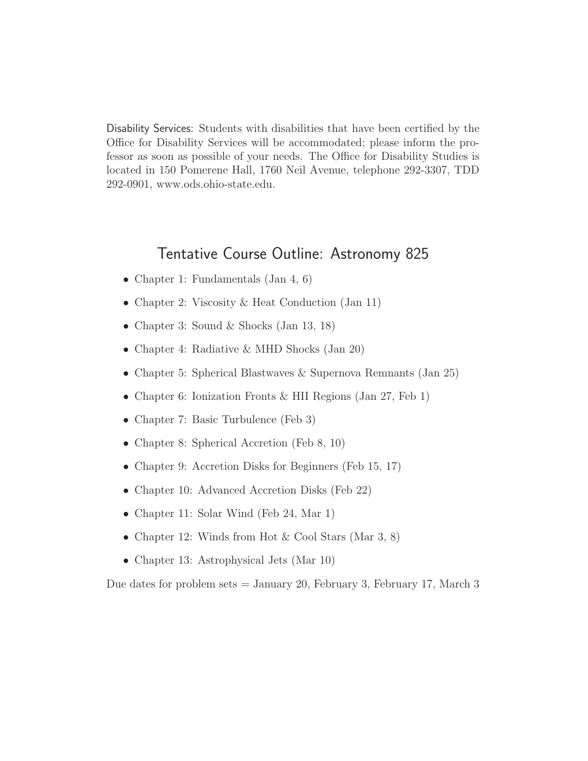Disability Services: Students with disabilities that have been certified by the Office for Disability Services will be accommodated; please inform the professor as soon as possible of your needs. The Office for Disability Studies is located in 150 Pomerene Hall, 1760 Neil Avenue, telephone 292-3307, TDD 292-0901, www.ods.ohio-state.edu.

## Tentative Course Outline: Astronomy 825

- Chapter 1: Fundamentals (Jan 4, 6)
- Chapter 2: Viscosity & Heat Conduction (Jan 11)
- Chapter 3: Sound & Shocks (Jan 13, 18)
- Chapter 4: Radiative & MHD Shocks (Jan 20)
- Chapter 5: Spherical Blastwaves & Supernova Remnants (Jan 25)
- Chapter 6: Ionization Fronts & HII Regions (Jan 27, Feb 1)
- Chapter 7: Basic Turbulence (Feb 3)
- Chapter 8: Spherical Accretion (Feb 8, 10)
- Chapter 9: Accretion Disks for Beginners (Feb 15, 17)
- Chapter 10: Advanced Accretion Disks (Feb 22)
- Chapter 11: Solar Wind (Feb 24, Mar 1)
- Chapter 12: Winds from Hot & Cool Stars (Mar 3, 8)
- Chapter 13: Astrophysical Jets (Mar 10)

Due dates for problem sets = January 20, February 3, February 17, March 3